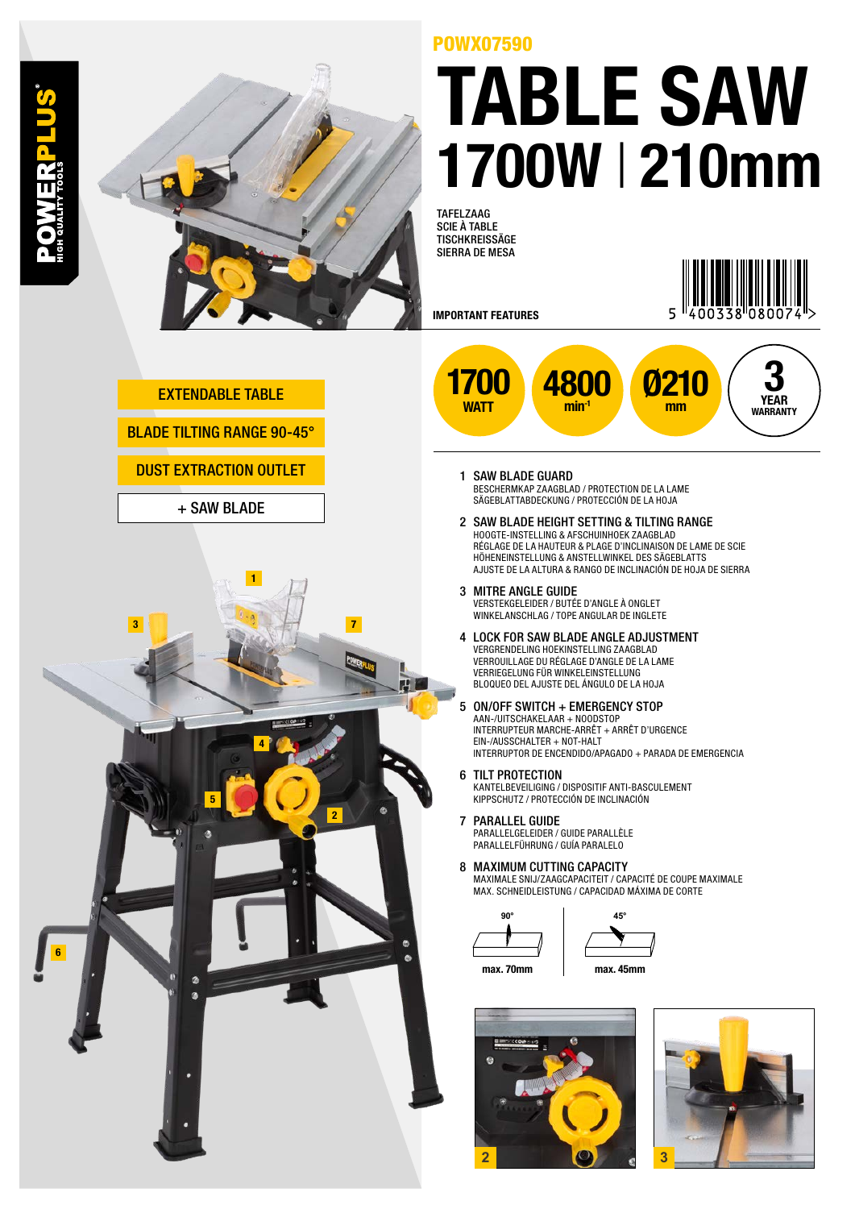POWERPLUS® HIGH QUALITY TOOLS

POWX07590

# TABLE SAW
## 1700W | 210mm

TAFELZAAG
SCIE À TABLE
TISCHKREISSÄGE
SIERRA DE MESA

5 400338 080074

**IMPORTANT FEATURES**

- **1700** WATT
- **4800** $min^{-1}$
- **Ø210** mm
- **3** YEAR WARRANTY

- EXTENDABLE TABLE
- BLADE TILTING RANGE 90-45°
- DUST EXTRACTION OUTLET
- \+ SAW BLADE

1. **SAW BLADE GUARD**
   BESCHERMKAP ZAAGBLAD / PROTECTION DE LA LAME
   SÄGEBLATTABDECKUNG / PROTECCIÓN DE LA HOJA

2. **SAW BLADE HEIGHT SETTING & TILTING RANGE**
   HOOGTE-INSTELLING & AFSCHUINHOEK ZAAGBLAD
   RÉGLAGE DE LA HAUTEUR & PLAGE D'INCLINAISON DE LAME DE SCIE
   HÖHENEINSTELLUNG & ANSTELLWINKEL DES SÄGEBLATTS
   AJUSTE DE LA ALTURA & RANGO DE INCLINACIÓN DE HOJA DE SIERRA

3. **MITRE ANGLE GUIDE**
   VERSTEKGELEIDER / BUTÉE D'ANGLE À ONGLET
   WINKELANSCHLAG / TOPE ANGULAR DE INGLETE

4. **LOCK FOR SAW BLADE ANGLE ADJUSTMENT**
   VERGRENDELING HOEKINSTELLING ZAAGBLAD
   VERROUILLAGE DU RÉGLAGE D'ANGLE DE LA LAME
   VERRIEGELUNG FÜR WINKELEINSTELLUNG
   BLOQUEO DEL AJUSTE DEL ÁNGULO DE LA HOJA

5. **ON/OFF SWITCH + EMERGENCY STOP**
   AAN-/UITSCHAKELAAR + NOODSTOP
   INTERRUPTEUR MARCHE-ARRÊT + ARRÊT D'URGENCE
   EIN-/AUSSCHALTER + NOT-HALT
   INTERRUPTOR DE ENCENDIDO/APAGADO + PARADA DE EMERGENCIA

6. **TILT PROTECTION**
   KANTELBEVEILIGING / DISPOSITIF ANTI-BASCULEMENT
   KIPPSCHUTZ / PROTECCIÓN DE INCLINACIÓN

7. **PARALLEL GUIDE**
   PARALLELGELEIDER / GUIDE PARALLÈLE
   PARALLELFÜHRUNG / GUÍA PARALELO

8. **MAXIMUM CUTTING CAPACITY**
   MAXIMALE SNIJ/ZAAGCAPACITEIT / CAPACITÉ DE COUPE MAXIMALE
   MAX. SCHNEIDLEISTUNG / CAPACIDAD MÁXIMA DE CORTE

| 90° | 45° |
|---|---|
| max. 70mm | max. 45mm |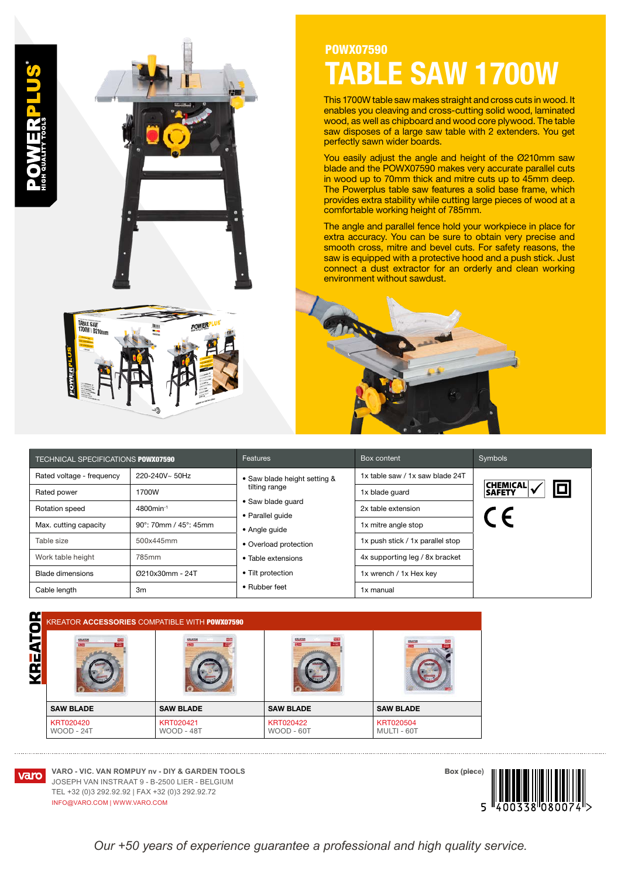POWERPLUS HIGH QUALITY TOOLS

## POWX07590

# TABLE SAW 1700W

This 1700W table saw makes straight and cross cuts in wood. It enables you cleaving and cross-cutting solid wood, laminated wood, as well as chipboard and wood core plywood. The table saw disposes of a large saw table with 2 extenders. You get perfectly sawn wider boards.

You easily adjust the angle and height of the Ø210mm saw blade and the POWX07590 makes very accurate parallel cuts in wood up to 70mm thick and mitre cuts up to 45mm deep. The Powerplus table saw features a solid base frame, which provides extra stability while cutting large pieces of wood at a comfortable working height of 785mm.

The angle and parallel fence hold your workpiece in place for extra accuracy. You can be sure to obtain very precise and smooth cross, mitre and bevel cuts. For safety reasons, the saw is equipped with a protective hood and a push stick. Just connect a dust extractor for an orderly and clean working environment without sawdust.

| TECHNICAL SPECIFICATIONS **POWX07590** | | Features | Box content | Symbols |
|---|---|---|---|---|
| Rated voltage - frequency | 220-240V~ 50Hz | • Saw blade height setting & tilting range | 1x table saw / 1x saw blade 24T | CHEMICAL SAFETY ✓, ⧈, CE |
| Rated power | 1700W | • Saw blade guard | 1x blade guard | |
| Rotation speed | 4800min⁻¹ | • Parallel guide | 2x table extension | |
| Max. cutting capacity | 90°: 70mm / 45°: 45mm | • Angle guide | 1x mitre angle stop | |
| Table size | 500x445mm | • Overload protection | 1x push stick / 1x parallel stop | |
| Work table height | 785mm | • Table extensions | 4x supporting leg / 8x bracket | |
| Blade dimensions | Ø210x30mm - 24T | • Tilt protection | 1x wrench / 1x Hex key | |
| Cable length | 3m | • Rubber feet | 1x manual | |

KREATOR

| KREATOR **ACCESSORIES** COMPATIBLE WITH **POWX07590** | | | |
|---|---|---|---|
| **SAW BLADE** | **SAW BLADE** | **SAW BLADE** | **SAW BLADE** |
| KRT020420<br>WOOD - 24T | KRT020421<br>WOOD - 48T | KRT020422<br>WOOD - 60T | KRT020504<br>MULTI - 60T |

varo

**VARO - VIC. VAN ROMPUY nv - DIY & GARDEN TOOLS**
JOSEPH VAN INSTRAAT 9 - B-2500 LIER - BELGIUM
TEL +32 (0)3 292.92.92 | FAX +32 (0)3 292.92.72
INFO@VARO.COM | WWW.VARO.COM

**Box (piece)**
5 400338 080074

*Our +50 years of experience guarantee a professional and high quality service.*